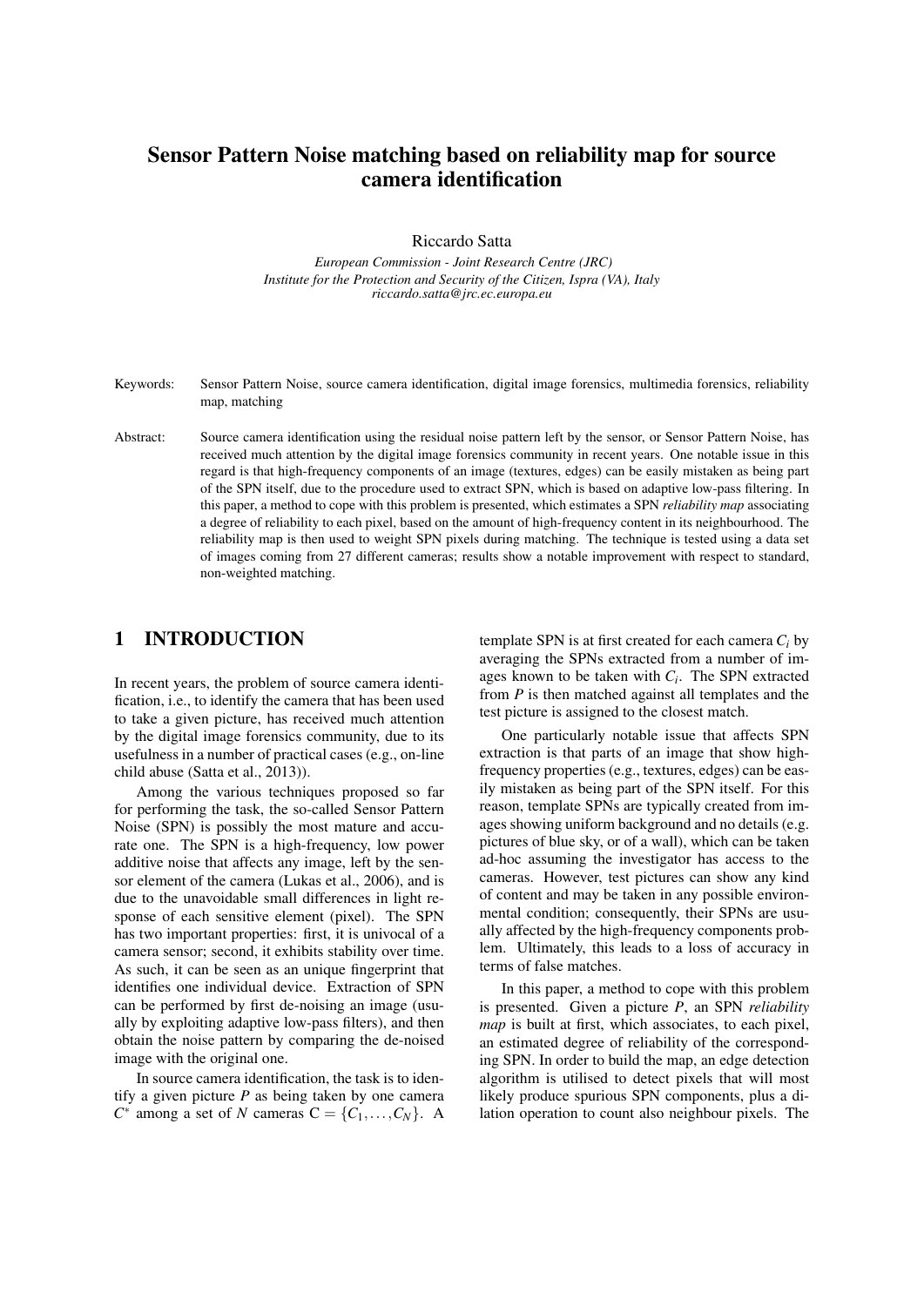# Sensor Pattern Noise matching based on reliability map for source camera identification

Riccardo Satta

*European Commission - Joint Research Centre (JRC)*
*Institute for the Protection and Security of the Citizen, Ispra (VA), Italy*
*riccardo.satta@jrc.ec.europa.eu*

Keywords: Sensor Pattern Noise, source camera identification, digital image forensics, multimedia forensics, reliability map, matching

Abstract: Source camera identification using the residual noise pattern left by the sensor, or Sensor Pattern Noise, has received much attention by the digital image forensics community in recent years. One notable issue in this regard is that high-frequency components of an image (textures, edges) can be easily mistaken as being part of the SPN itself, due to the procedure used to extract SPN, which is based on adaptive low-pass filtering. In this paper, a method to cope with this problem is presented, which estimates a SPN *reliability map* associating a degree of reliability to each pixel, based on the amount of high-frequency content in its neighbourhood. The reliability map is then used to weight SPN pixels during matching. The technique is tested using a data set of images coming from 27 different cameras; results show a notable improvement with respect to standard, non-weighted matching.

## 1 INTRODUCTION

In recent years, the problem of source camera identification, i.e., to identify the camera that has been used to take a given picture, has received much attention by the digital image forensics community, due to its usefulness in a number of practical cases (e.g., on-line child abuse (Satta et al., 2013)).

Among the various techniques proposed so far for performing the task, the so-called Sensor Pattern Noise (SPN) is possibly the most mature and accurate one. The SPN is a high-frequency, low power additive noise that affects any image, left by the sensor element of the camera (Lukas et al., 2006), and is due to the unavoidable small differences in light response of each sensitive element (pixel). The SPN has two important properties: first, it is univocal of a camera sensor; second, it exhibits stability over time. As such, it can be seen as an unique fingerprint that identifies one individual device. Extraction of SPN can be performed by first de-noising an image (usually by exploiting adaptive low-pass filters), and then obtain the noise pattern by comparing the de-noised image with the original one.

In source camera identification, the task is to identify a given picture $P$ as being taken by one camera $C^*$ among a set of $N$ cameras $\mathrm{C} = \{C_1, \ldots, C_N\}$. A template SPN is at first created for each camera $C_i$ by averaging the SPNs extracted from a number of images known to be taken with $C_i$. The SPN extracted from $P$ is then matched against all templates and the test picture is assigned to the closest match.

One particularly notable issue that affects SPN extraction is that parts of an image that show high-frequency properties (e.g., textures, edges) can be easily mistaken as being part of the SPN itself. For this reason, template SPNs are typically created from images showing uniform background and no details (e.g. pictures of blue sky, or of a wall), which can be taken ad-hoc assuming the investigator has access to the cameras. However, test pictures can show any kind of content and may be taken in any possible environmental condition; consequently, their SPNs are usually affected by the high-frequency components problem. Ultimately, this leads to a loss of accuracy in terms of false matches.

In this paper, a method to cope with this problem is presented. Given a picture $P$, an SPN *reliability map* is built at first, which associates, to each pixel, an estimated degree of reliability of the corresponding SPN. In order to build the map, an edge detection algorithm is utilised to detect pixels that will most likely produce spurious SPN components, plus a dilation operation to count also neighbour pixels. The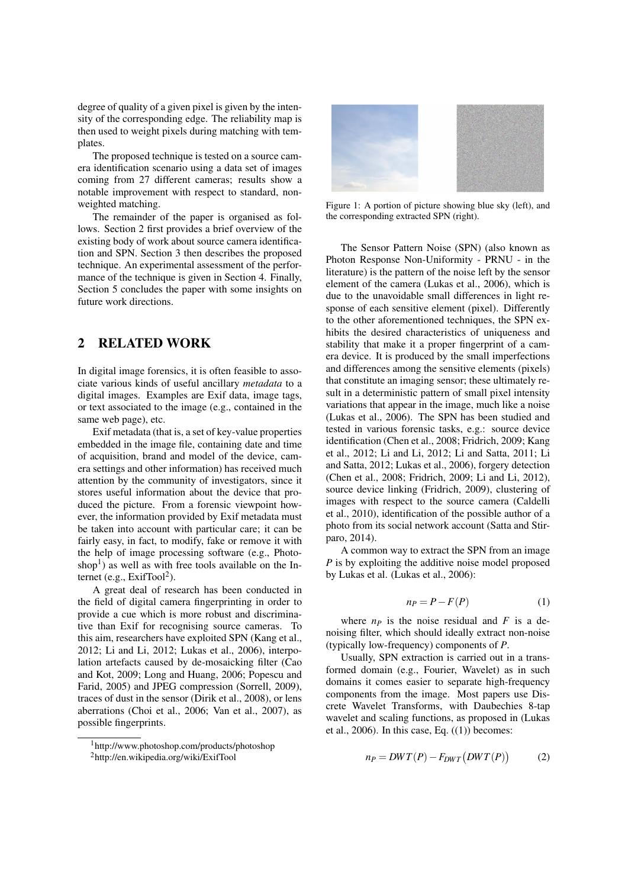degree of quality of a given pixel is given by the intensity of the corresponding edge. The reliability map is then used to weight pixels during matching with templates.

The proposed technique is tested on a source camera identification scenario using a data set of images coming from 27 different cameras; results show a notable improvement with respect to standard, non-weighted matching.

The remainder of the paper is organised as follows. Section 2 first provides a brief overview of the existing body of work about source camera identification and SPN. Section 3 then describes the proposed technique. An experimental assessment of the performance of the technique is given in Section 4. Finally, Section 5 concludes the paper with some insights on future work directions.

## 2 RELATED WORK

In digital image forensics, it is often feasible to associate various kinds of useful ancillary *metadata* to a digital images. Examples are Exif data, image tags, or text associated to the image (e.g., contained in the same web page), etc.

Exif metadata (that is, a set of key-value properties embedded in the image file, containing date and time of acquisition, brand and model of the device, camera settings and other information) has received much attention by the community of investigators, since it stores useful information about the device that produced the picture. From a forensic viewpoint however, the information provided by Exif metadata must be taken into account with particular care; it can be fairly easy, in fact, to modify, fake or remove it with the help of image processing software (e.g., Photoshop[1]) as well as with free tools available on the Internet (e.g., ExifTool[2]).

A great deal of research has been conducted in the field of digital camera fingerprinting in order to provide a cue which is more robust and discriminative than Exif for recognising source cameras. To this aim, researchers have exploited SPN (Kang et al., 2012; Li and Li, 2012; Lukas et al., 2006), interpolation artefacts caused by de-mosaicking filter (Cao and Kot, 2009; Long and Huang, 2006; Popescu and Farid, 2005) and JPEG compression (Sorrell, 2009), traces of dust in the sensor (Dirik et al., 2008), or lens aberrations (Choi et al., 2006; Van et al., 2007), as possible fingerprints.

[1] http://www.photoshop.com/products/photoshop

[2] http://en.wikipedia.org/wiki/ExifTool

Figure 1: A portion of picture showing blue sky (left), and the corresponding extracted SPN (right).

The Sensor Pattern Noise (SPN) (also known as Photon Response Non-Uniformity - PRNU - in the literature) is the pattern of the noise left by the sensor element of the camera (Lukas et al., 2006), which is due to the unavoidable small differences in light response of each sensitive element (pixel). Differently to the other aforementioned techniques, the SPN exhibits the desired characteristics of uniqueness and stability that make it a proper fingerprint of a camera device. It is produced by the small imperfections and differences among the sensitive elements (pixels) that constitute an imaging sensor; these ultimately result in a deterministic pattern of small pixel intensity variations that appear in the image, much like a noise (Lukas et al., 2006). The SPN has been studied and tested in various forensic tasks, e.g.: source device identification (Chen et al., 2008; Fridrich, 2009; Kang et al., 2012; Li and Li, 2012; Li and Satta, 2011; Li and Satta, 2012; Lukas et al., 2006), forgery detection (Chen et al., 2008; Fridrich, 2009; Li and Li, 2012), source device linking (Fridrich, 2009), clustering of images with respect to the source camera (Caldelli et al., 2010), identification of the possible author of a photo from its social network account (Satta and Stirparo, 2014).

A common way to extract the SPN from an image $P$ is by exploiting the additive noise model proposed by Lukas et al. (Lukas et al., 2006):

$$n_P = P - F(P) \tag{1}$$

where $n_P$ is the noise residual and $F$ is a denoising filter, which should ideally extract non-noise (typically low-frequency) components of $P$.

Usually, SPN extraction is carried out in a transformed domain (e.g., Fourier, Wavelet) as in such domains it comes easier to separate high-frequency components from the image. Most papers use Discrete Wavelet Transforms, with Daubechies 8-tap wavelet and scaling functions, as proposed in (Lukas et al., 2006). In this case, Eq. ((1)) becomes:

$$n_P = DWT(P) - F_{DWT}\big(DWT(P)\big) \tag{2}$$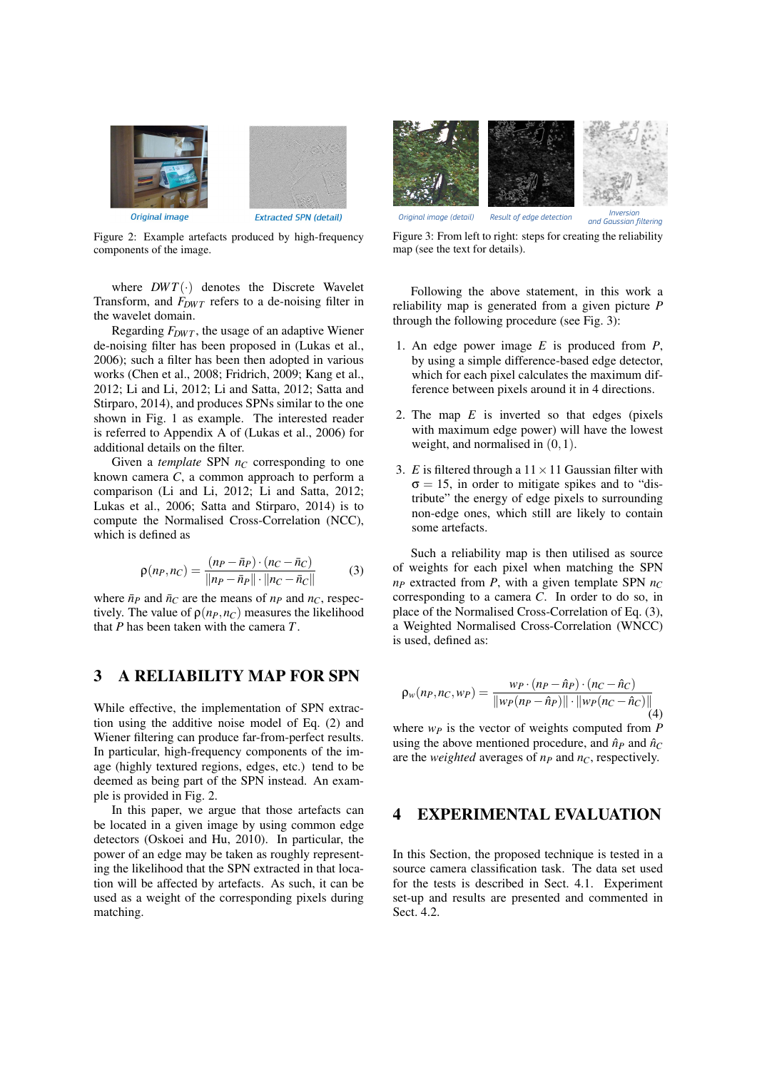Original image Extracted SPN (detail)

Figure 2: Example artefacts produced by high-frequency components of the image.

where $DWT(\cdot)$ denotes the Discrete Wavelet Transform, and $F_{DWT}$ refers to a de-noising filter in the wavelet domain.

Regarding $F_{DWT}$, the usage of an adaptive Wiener de-noising filter has been proposed in (Lukas et al., 2006); such a filter has been then adopted in various works (Chen et al., 2008; Fridrich, 2009; Kang et al., 2012; Li and Li, 2012; Li and Satta, 2012; Satta and Stirparo, 2014), and produces SPNs similar to the one shown in Fig. 1 as example. The interested reader is referred to Appendix A of (Lukas et al., 2006) for additional details on the filter.

Given a *template* SPN $n_C$ corresponding to one known camera $C$, a common approach to perform a comparison (Li and Li, 2012; Li and Satta, 2012; Lukas et al., 2006; Satta and Stirparo, 2014) is to compute the Normalised Cross-Correlation (NCC), which is defined as

$$\rho(n_P, n_C) = \frac{(n_P - \bar{n}_P) \cdot (n_C - \bar{n}_C)}{\|n_P - \bar{n}_P\| \cdot \|n_C - \bar{n}_C\|} \qquad (3)$$

where $\bar{n}_P$ and $\bar{n}_C$ are the means of $n_P$ and $n_C$, respectively. The value of $\rho(n_P, n_C)$ measures the likelihood that $P$ has been taken with the camera $T$.

## 3 A RELIABILITY MAP FOR SPN

While effective, the implementation of SPN extraction using the additive noise model of Eq. (2) and Wiener filtering can produce far-from-perfect results. In particular, high-frequency components of the image (highly textured regions, edges, etc.) tend to be deemed as being part of the SPN instead. An example is provided in Fig. 2.

In this paper, we argue that those artefacts can be located in a given image by using common edge detectors (Oskoei and Hu, 2010). In particular, the power of an edge may be taken as roughly representing the likelihood that the SPN extracted in that location will be affected by artefacts. As such, it can be used as a weight of the corresponding pixels during matching.

Original image (detail) Result of edge detection Inversion and Gaussian filtering

Figure 3: From left to right: steps for creating the reliability map (see the text for details).

Following the above statement, in this work a reliability map is generated from a given picture $P$ through the following procedure (see Fig. 3):

1. An edge power image $E$ is produced from $P$, by using a simple difference-based edge detector, which for each pixel calculates the maximum difference between pixels around it in 4 directions.
2. The map $E$ is inverted so that edges (pixels with maximum edge power) will have the lowest weight, and normalised in $(0,1)$.
3. $E$ is filtered through a $11 \times 11$ Gaussian filter with $\sigma = 15$, in order to mitigate spikes and to "distribute" the energy of edge pixels to surrounding non-edge ones, which still are likely to contain some artefacts.

Such a reliability map is then utilised as source of weights for each pixel when matching the SPN $n_P$ extracted from $P$, with a given template SPN $n_C$ corresponding to a camera $C$. In order to do so, in place of the Normalised Cross-Correlation of Eq. (3), a Weighted Normalised Cross-Correlation (WNCC) is used, defined as:

$$\rho_w(n_P, n_C, w_P) = \frac{w_P \cdot (n_P - \hat{n}_P) \cdot (n_C - \hat{n}_C)}{\|w_P(n_P - \hat{n}_P)\| \cdot \|w_P(n_C - \hat{n}_C)\|} \qquad (4)$$

where $w_P$ is the vector of weights computed from $P$ using the above mentioned procedure, and $\hat{n}_P$ and $\hat{n}_C$ are the *weighted* averages of $n_P$ and $n_C$, respectively.

## 4 EXPERIMENTAL EVALUATION

In this Section, the proposed technique is tested in a source camera classification task. The data set used for the tests is described in Sect. 4.1. Experiment set-up and results are presented and commented in Sect. 4.2.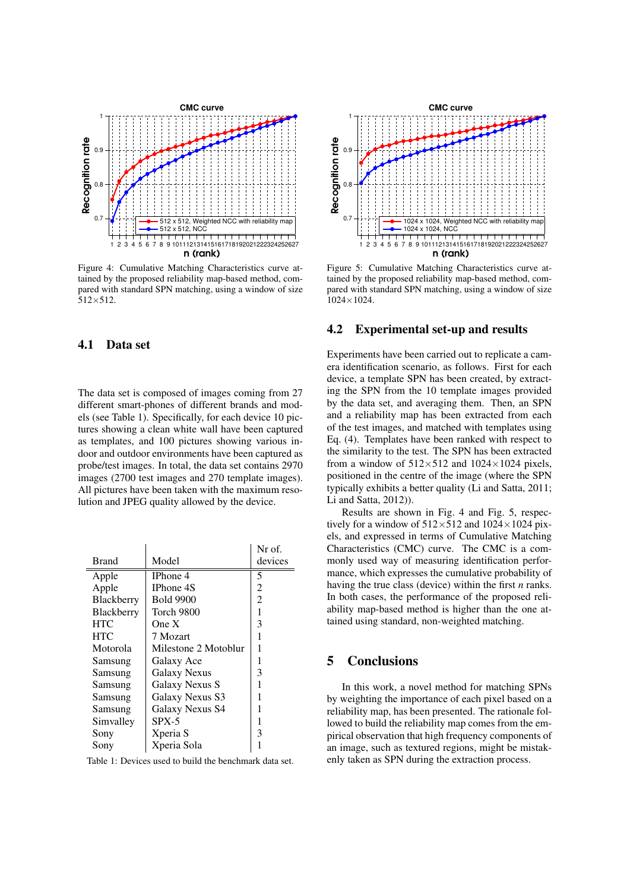Figure 4: Cumulative Matching Characteristics curve attained by the proposed reliability map-based method, compared with standard SPN matching, using a window of size 512×512.

Figure 5: Cumulative Matching Characteristics curve attained by the proposed reliability map-based method, compared with standard SPN matching, using a window of size 1024×1024.

## 4.1 Data set

The data set is composed of images coming from 27 different smart-phones of different brands and models (see Table 1). Specifically, for each device 10 pictures showing a clean white wall have been captured as templates, and 100 pictures showing various indoor and outdoor environments have been captured as probe/test images. In total, the data set contains 2970 images (2700 test images and 270 template images). All pictures have been taken with the maximum resolution and JPEG quality allowed by the device.

| Brand | Model | Nr of. devices |
|---|---|---|
| Apple | IPhone 4 | 5 |
| Apple | IPhone 4S | 2 |
| Blackberry | Bold 9900 | 2 |
| Blackberry | Torch 9800 | 1 |
| HTC | One X | 3 |
| HTC | 7 Mozart | 1 |
| Motorola | Milestone 2 Motoblur | 1 |
| Samsung | Galaxy Ace | 1 |
| Samsung | Galaxy Nexus | 3 |
| Samsung | Galaxy Nexus S | 1 |
| Samsung | Galaxy Nexus S3 | 1 |
| Samsung | Galaxy Nexus S4 | 1 |
| Simvalley | SPX-5 | 1 |
| Sony | Xperia S | 3 |
| Sony | Xperia Sola | 1 |

Table 1: Devices used to build the benchmark data set.

## 4.2 Experimental set-up and results

Experiments have been carried out to replicate a camera identification scenario, as follows. First for each device, a template SPN has been created, by extracting the SPN from the 10 template images provided by the data set, and averaging them. Then, an SPN and a reliability map has been extracted from each of the test images, and matched with templates using Eq. (4). Templates have been ranked with respect to the similarity to the test. The SPN has been extracted from a window of 512×512 and 1024×1024 pixels, positioned in the centre of the image (where the SPN typically exhibits a better quality (Li and Satta, 2011; Li and Satta, 2012)).

Results are shown in Fig. 4 and Fig. 5, respectively for a window of 512×512 and 1024×1024 pixels, and expressed in terms of Cumulative Matching Characteristics (CMC) curve. The CMC is a commonly used way of measuring identification performance, which expresses the cumulative probability of having the true class (device) within the first *n* ranks. In both cases, the performance of the proposed reliability map-based method is higher than the one attained using standard, non-weighted matching.

# 5 Conclusions

In this work, a novel method for matching SPNs by weighting the importance of each pixel based on a reliability map, has been presented. The rationale followed to build the reliability map comes from the empirical observation that high frequency components of an image, such as textured regions, might be mistakenly taken as SPN during the extraction process.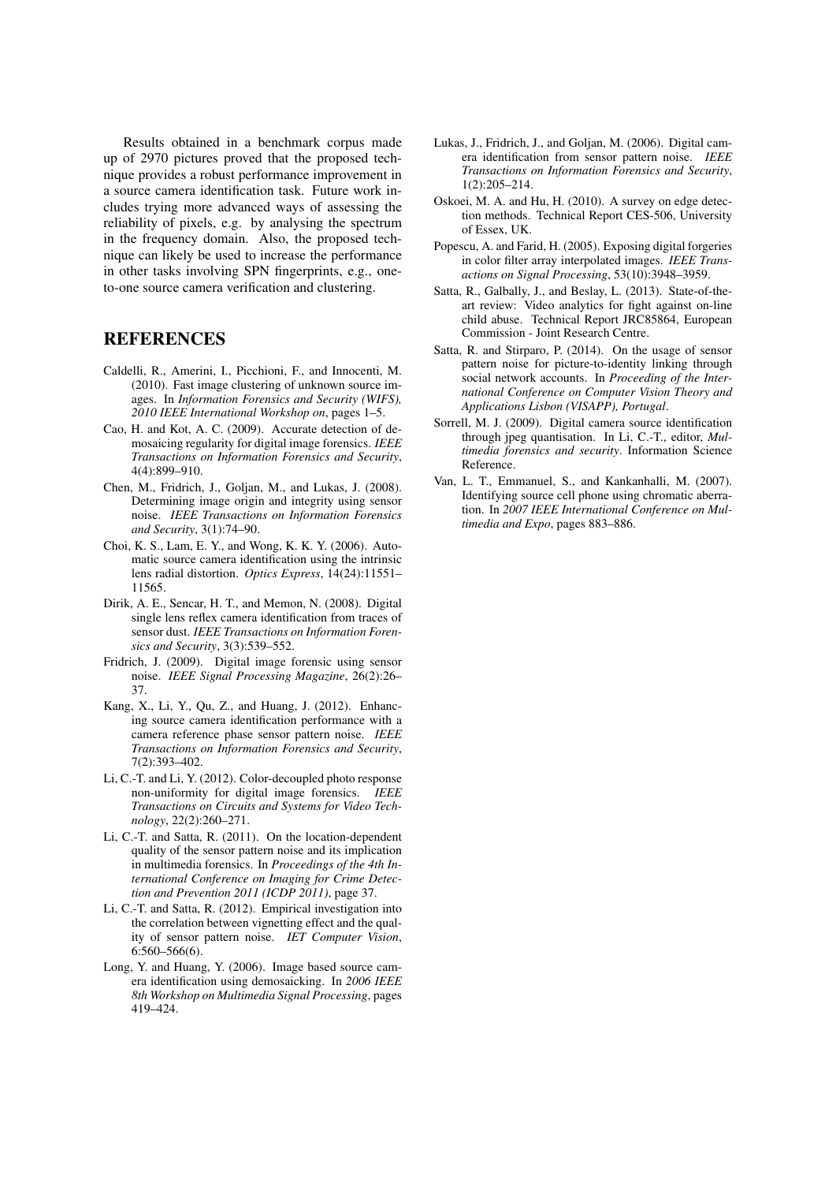Results obtained in a benchmark corpus made up of 2970 pictures proved that the proposed technique provides a robust performance improvement in a source camera identification task. Future work includes trying more advanced ways of assessing the reliability of pixels, e.g. by analysing the spectrum in the frequency domain. Also, the proposed technique can likely be used to increase the performance in other tasks involving SPN fingerprints, e.g., one-to-one source camera verification and clustering.

## REFERENCES

Caldelli, R., Amerini, I., Picchioni, F., and Innocenti, M. (2010). Fast image clustering of unknown source images. In *Information Forensics and Security (WIFS), 2010 IEEE International Workshop on*, pages 1–5.

Cao, H. and Kot, A. C. (2009). Accurate detection of demosaicing regularity for digital image forensics. *IEEE Transactions on Information Forensics and Security*, 4(4):899–910.

Chen, M., Fridrich, J., Goljan, M., and Lukas, J. (2008). Determining image origin and integrity using sensor noise. *IEEE Transactions on Information Forensics and Security*, 3(1):74–90.

Choi, K. S., Lam, E. Y., and Wong, K. K. Y. (2006). Automatic source camera identification using the intrinsic lens radial distortion. *Optics Express*, 14(24):11551–11565.

Dirik, A. E., Sencar, H. T., and Memon, N. (2008). Digital single lens reflex camera identification from traces of sensor dust. *IEEE Transactions on Information Forensics and Security*, 3(3):539–552.

Fridrich, J. (2009). Digital image forensic using sensor noise. *IEEE Signal Processing Magazine*, 26(2):26–37.

Kang, X., Li, Y., Qu, Z., and Huang, J. (2012). Enhancing source camera identification performance with a camera reference phase sensor pattern noise. *IEEE Transactions on Information Forensics and Security*, 7(2):393–402.

Li, C.-T. and Li, Y. (2012). Color-decoupled photo response non-uniformity for digital image forensics. *IEEE Transactions on Circuits and Systems for Video Technology*, 22(2):260–271.

Li, C.-T. and Satta, R. (2011). On the location-dependent quality of the sensor pattern noise and its implication in multimedia forensics. In *Proceedings of the 4th International Conference on Imaging for Crime Detection and Prevention 2011 (ICDP 2011)*, page 37.

Li, C.-T. and Satta, R. (2012). Empirical investigation into the correlation between vignetting effect and the quality of sensor pattern noise. *IET Computer Vision*, 6:560–566(6).

Long, Y. and Huang, Y. (2006). Image based source camera identification using demosaicking. In *2006 IEEE 8th Workshop on Multimedia Signal Processing*, pages 419–424.

Lukas, J., Fridrich, J., and Goljan, M. (2006). Digital camera identification from sensor pattern noise. *IEEE Transactions on Information Forensics and Security*, 1(2):205–214.

Oskoei, M. A. and Hu, H. (2010). A survey on edge detection methods. Technical Report CES-506, University of Essex, UK.

Popescu, A. and Farid, H. (2005). Exposing digital forgeries in color filter array interpolated images. *IEEE Transactions on Signal Processing*, 53(10):3948–3959.

Satta, R., Galbally, J., and Beslay, L. (2013). State-of-the-art review: Video analytics for fight against on-line child abuse. Technical Report JRC85864, European Commission - Joint Research Centre.

Satta, R. and Stirparo, P. (2014). On the usage of sensor pattern noise for picture-to-identity linking through social network accounts. In *Proceeding of the International Conference on Computer Vision Theory and Applications Lisbon (VISAPP), Portugal*.

Sorrell, M. J. (2009). Digital camera source identification through jpeg quantisation. In Li, C.-T., editor, *Multimedia forensics and security*. Information Science Reference.

Van, L. T., Emmanuel, S., and Kankanhalli, M. (2007). Identifying source cell phone using chromatic aberration. In *2007 IEEE International Conference on Multimedia and Expo*, pages 883–886.